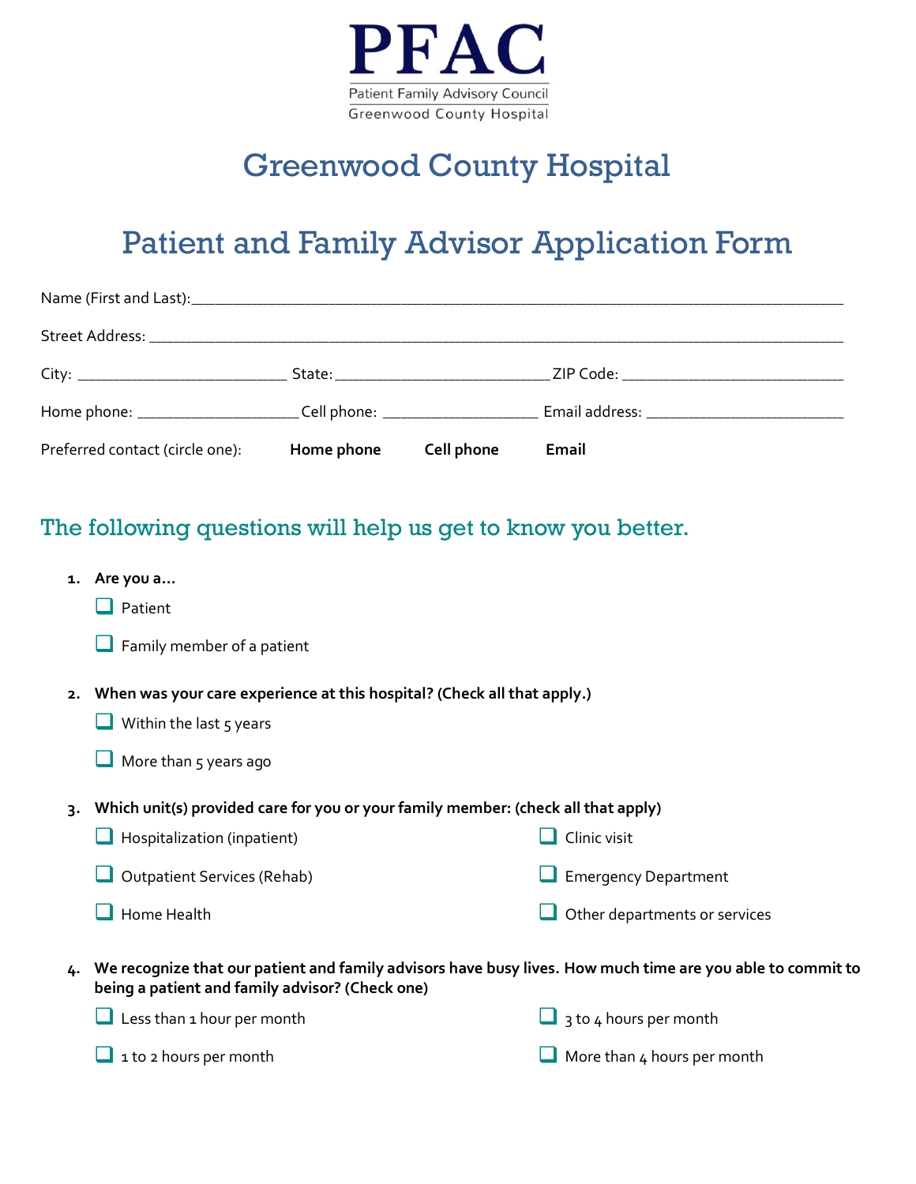PFAC

Patient Family Advisory Council
Greenwood County Hospital

# Greenwood County Hospital

# Patient and Family Advisor Application Form

Name (First and Last):_______________________________________________________________________________

Street Address: _____________________________________________________________________________________

City: __________________________ State:__________________________ ZIP Code: ___________________________

Home phone: ___________________ Cell phone: ___________________ Email address: ________________________

Preferred contact (circle one): **Home phone** **Cell phone** **Email**

## The following questions will help us get to know you better.

1. **Are you a…**
   - ☐ Patient
   - ☐ Family member of a patient

2. **When was your care experience at this hospital? (Check all that apply.)**
   - ☐ Within the last 5 years
   - ☐ More than 5 years ago

3. **Which unit(s) provided care for you or your family member: (check all that apply)**
   - ☐ Hospitalization (inpatient)
   - ☐ Outpatient Services (Rehab)
   - ☐ Home Health
   - ☐ Clinic visit
   - ☐ Emergency Department
   - ☐ Other departments or services

4. **We recognize that our patient and family advisors have busy lives. How much time are you able to commit to being a patient and family advisor? (Check one)**
   - ☐ Less than 1 hour per month
   - ☐ 1 to 2 hours per month
   - ☐ 3 to 4 hours per month
   - ☐ More than 4 hours per month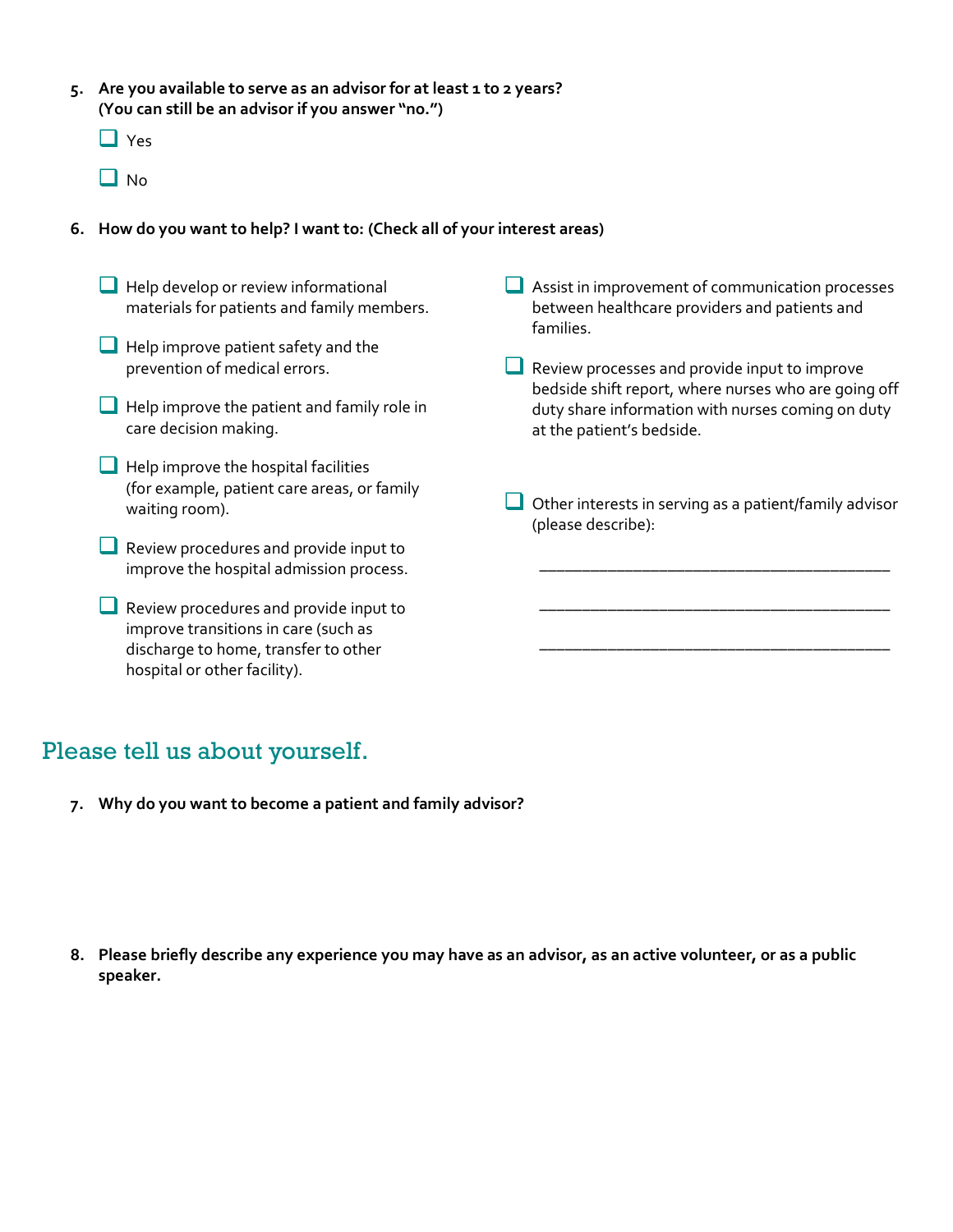5. **Are you available to serve as an advisor for at least 1 to 2 years? (You can still be an advisor if you answer "no.")**

   - [ ] Yes
   - [ ] No

6. **How do you want to help? I want to: (Check all of your interest areas)**

   - [ ] Help develop or review informational materials for patients and family members.
   - [ ] Help improve patient safety and the prevention of medical errors.
   - [ ] Help improve the patient and family role in care decision making.
   - [ ] Help improve the hospital facilities (for example, patient care areas, or family waiting room).
   - [ ] Review procedures and provide input to improve the hospital admission process.
   - [ ] Review procedures and provide input to improve transitions in care (such as discharge to home, transfer to other hospital or other facility).
   - [ ] Assist in improvement of communication processes between healthcare providers and patients and families.
   - [ ] Review processes and provide input to improve bedside shift report, where nurses who are going off duty share information with nurses coming on duty at the patient's bedside.
   - [ ] Other interests in serving as a patient/family advisor (please describe):

   ________________________________________

   ________________________________________

   ________________________________________

## Please tell us about yourself.

7. **Why do you want to become a patient and family advisor?**

8. **Please briefly describe any experience you may have as an advisor, as an active volunteer, or as a public speaker.**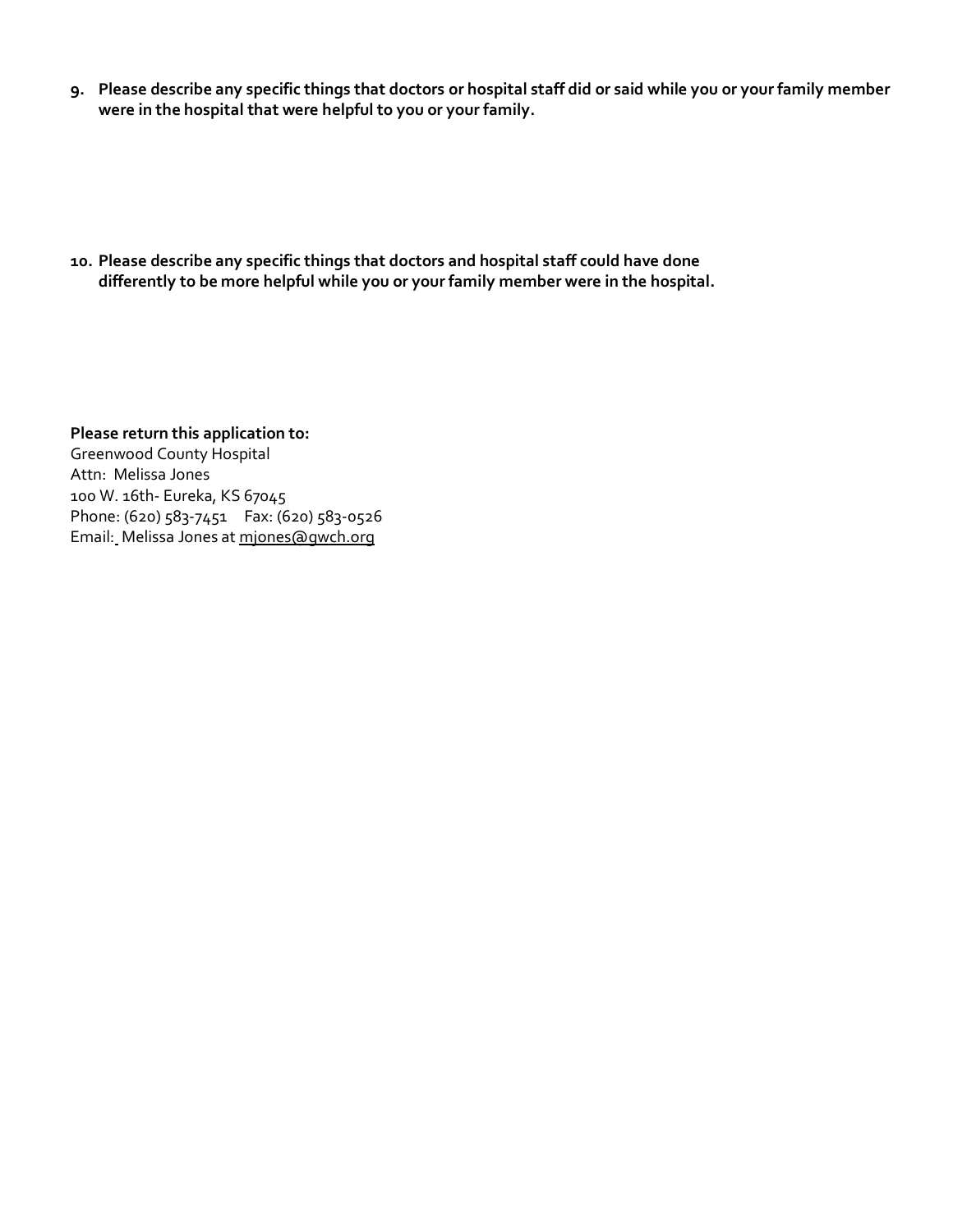**9. Please describe any specific things that doctors or hospital staff did or said while you or your family member were in the hospital that were helpful to you or your family.**

**10. Please describe any specific things that doctors and hospital staff could have done differently to be more helpful while you or your family member were in the hospital.**

**Please return this application to:**
Greenwood County Hospital
Attn: Melissa Jones
100 W. 16th- Eureka, KS 67045
Phone: (620) 583-7451 Fax: (620) 583-0526
Email: Melissa Jones at mjones@gwch.org